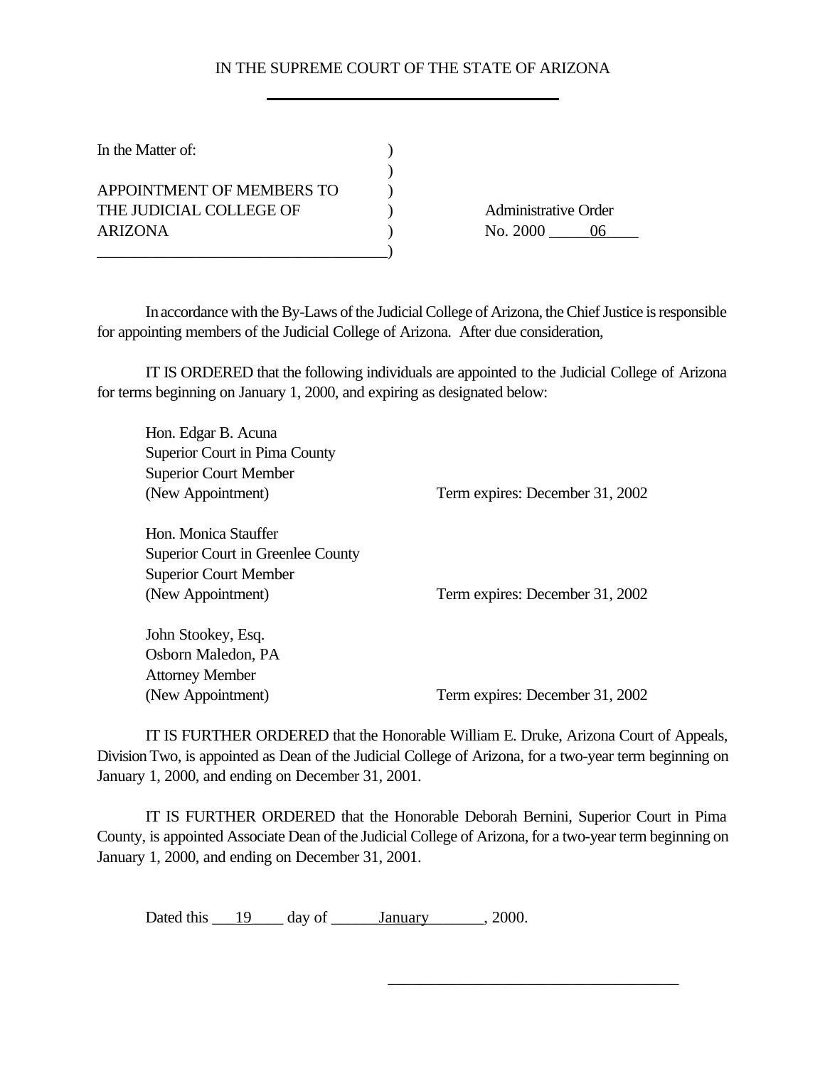IN THE SUPREME COURT OF THE STATE OF ARIZONA

In the Matter of:

APPOINTMENT OF MEMBERS TO THE JUDICIAL COLLEGE OF ARIZONA

Administrative Order No. 2000 - 06

In accordance with the By-Laws of the Judicial College of Arizona, the Chief Justice is responsible for appointing members of the Judicial College of Arizona. After due consideration,

IT IS ORDERED that the following individuals are appointed to the Judicial College of Arizona for terms beginning on January 1, 2000, and expiring as designated below:

Hon. Edgar B. Acuna
Superior Court in Pima County
Superior Court Member
(New Appointment) Term expires: December 31, 2002

Hon. Monica Stauffer
Superior Court in Greenlee County
Superior Court Member
(New Appointment) Term expires: December 31, 2002

John Stookey, Esq.
Osborn Maledon, PA
Attorney Member
(New Appointment) Term expires: December 31, 2002

IT IS FURTHER ORDERED that the Honorable William E. Druke, Arizona Court of Appeals, Division Two, is appointed as Dean of the Judicial College of Arizona, for a two-year term beginning on January 1, 2000, and ending on December 31, 2001.

IT IS FURTHER ORDERED that the Honorable Deborah Bernini, Superior Court in Pima County, is appointed Associate Dean of the Judicial College of Arizona, for a two-year term beginning on January 1, 2000, and ending on December 31, 2001.

Dated this 19 day of January, 2000.

\_\_\_\_\_\_\_\_\_\_\_\_\_\_\_\_\_\_\_\_\_\_\_\_\_\_\_\_\_\_\_\_\_\_\_\_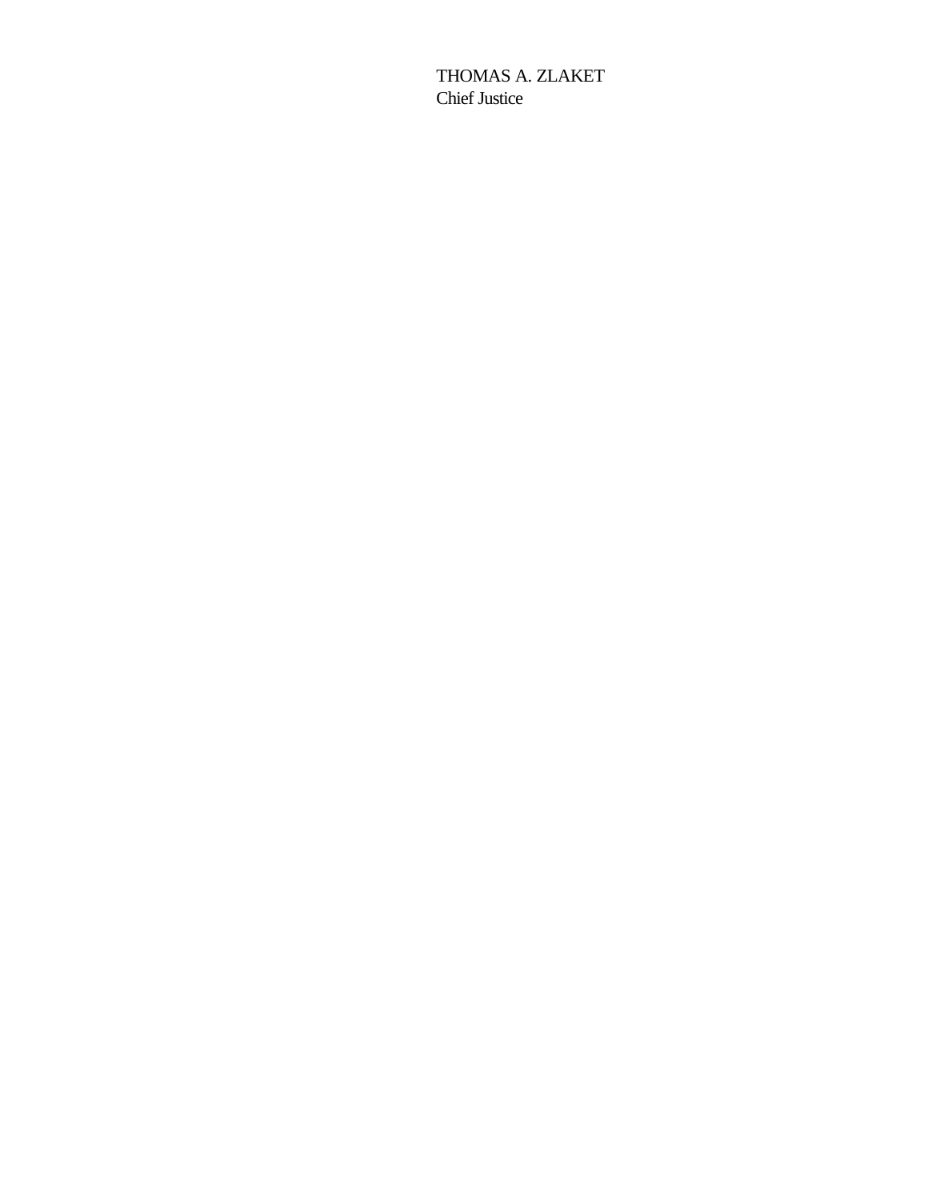THOMAS A. ZLAKET
Chief Justice